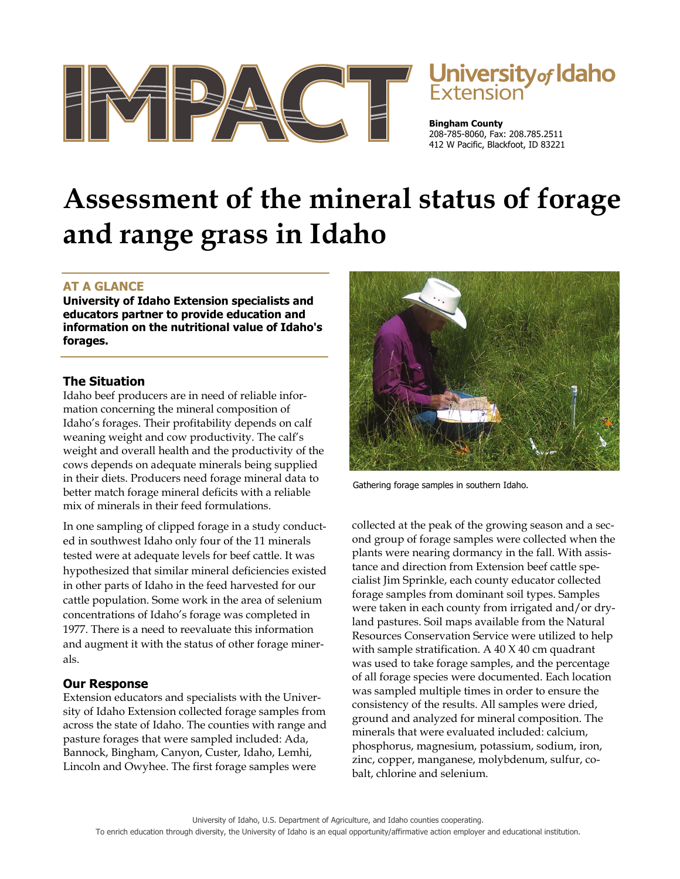# IMPACT

**University of Idaho Extension**

**Bingham County**
208-785-8060, Fax: 208.785.2511
412 W Pacific, Blackfoot, ID 83221

# Assessment of the mineral status of forage and range grass in Idaho

## AT A GLANCE

**University of Idaho Extension specialists and educators partner to provide education and information on the nutritional value of Idaho's forages.**

### The Situation

Idaho beef producers are in need of reliable information concerning the mineral composition of Idaho's forages. Their profitability depends on calf weaning weight and cow productivity. The calf's weight and overall health and the productivity of the cows depends on adequate minerals being supplied in their diets. Producers need forage mineral data to better match forage mineral deficits with a reliable mix of minerals in their feed formulations.

In one sampling of clipped forage in a study conducted in southwest Idaho only four of the 11 minerals tested were at adequate levels for beef cattle. It was hypothesized that similar mineral deficiencies existed in other parts of Idaho in the feed harvested for our cattle population. Some work in the area of selenium concentrations of Idaho's forage was completed in 1977. There is a need to reevaluate this information and augment it with the status of other forage minerals.

### Our Response

Extension educators and specialists with the University of Idaho Extension collected forage samples from across the state of Idaho. The counties with range and pasture forages that were sampled included: Ada, Bannock, Bingham, Canyon, Custer, Idaho, Lemhi, Lincoln and Owyhee. The first forage samples were collected at the peak of the growing season and a second group of forage samples were collected when the plants were nearing dormancy in the fall. With assistance and direction from Extension beef cattle specialist Jim Sprinkle, each county educator collected forage samples from dominant soil types. Samples were taken in each county from irrigated and/or dryland pastures. Soil maps available from the Natural Resources Conservation Service were utilized to help with sample stratification. A 40 X 40 cm quadrant was used to take forage samples, and the percentage of all forage species were documented. Each location was sampled multiple times in order to ensure the consistency of the results. All samples were dried, ground and analyzed for mineral composition. The minerals that were evaluated included: calcium, phosphorus, magnesium, potassium, sodium, iron, zinc, copper, manganese, molybdenum, sulfur, cobalt, chlorine and selenium.

Gathering forage samples in southern Idaho.

University of Idaho, U.S. Department of Agriculture, and Idaho counties cooperating.
To enrich education through diversity, the University of Idaho is an equal opportunity/affirmative action employer and educational institution.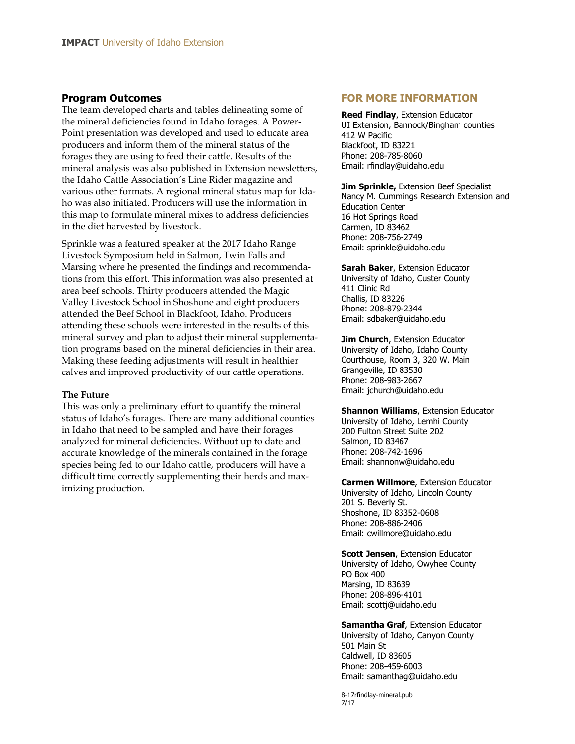## Program Outcomes

The team developed charts and tables delineating some of the mineral deficiencies found in Idaho forages. A PowerPoint presentation was developed and used to educate area producers and inform them of the mineral status of the forages they are using to feed their cattle. Results of the mineral analysis was also published in Extension newsletters, the Idaho Cattle Association's Line Rider magazine and various other formats. A regional mineral status map for Idaho was also initiated. Producers will use the information in this map to formulate mineral mixes to address deficiencies in the diet harvested by livestock.

Sprinkle was a featured speaker at the 2017 Idaho Range Livestock Symposium held in Salmon, Twin Falls and Marsing where he presented the findings and recommendations from this effort. This information was also presented at area beef schools. Thirty producers attended the Magic Valley Livestock School in Shoshone and eight producers attended the Beef School in Blackfoot, Idaho. Producers attending these schools were interested in the results of this mineral survey and plan to adjust their mineral supplementation programs based on the mineral deficiencies in their area. Making these feeding adjustments will result in healthier calves and improved productivity of our cattle operations.

### The Future

This was only a preliminary effort to quantify the mineral status of Idaho's forages. There are many additional counties in Idaho that need to be sampled and have their forages analyzed for mineral deficiencies. Without up to date and accurate knowledge of the minerals contained in the forage species being fed to our Idaho cattle, producers will have a difficult time correctly supplementing their herds and maximizing production.

## FOR MORE INFORMATION

**Reed Findlay**, Extension Educator
UI Extension, Bannock/Bingham counties
412 W Pacific
Blackfoot, ID 83221
Phone: 208-785-8060
Email: rfindlay@uidaho.edu

**Jim Sprinkle,** Extension Beef Specialist
Nancy M. Cummings Research Extension and Education Center
16 Hot Springs Road
Carmen, ID 83462
Phone: 208-756-2749
Email: sprinkle@uidaho.edu

**Sarah Baker**, Extension Educator
University of Idaho, Custer County
411 Clinic Rd
Challis, ID 83226
Phone: 208-879-2344
Email: sdbaker@uidaho.edu

**Jim Church**, Extension Educator
University of Idaho, Idaho County
Courthouse, Room 3, 320 W. Main
Grangeville, ID 83530
Phone: 208-983-2667
Email: jchurch@uidaho.edu

**Shannon Williams**, Extension Educator
University of Idaho, Lemhi County
200 Fulton Street Suite 202
Salmon, ID 83467
Phone: 208-742-1696
Email: shannonw@uidaho.edu

**Carmen Willmore**, Extension Educator
University of Idaho, Lincoln County
201 S. Beverly St.
Shoshone, ID 83352-0608
Phone: 208-886-2406
Email: cwillmore@uidaho.edu

**Scott Jensen**, Extension Educator
University of Idaho, Owyhee County
PO Box 400
Marsing, ID 83639
Phone: 208-896-4101
Email: scottj@uidaho.edu

**Samantha Graf**, Extension Educator
University of Idaho, Canyon County
501 Main St
Caldwell, ID 83605
Phone: 208-459-6003
Email: samanthag@uidaho.edu

8-17rfindlay-mineral.pub
7/17